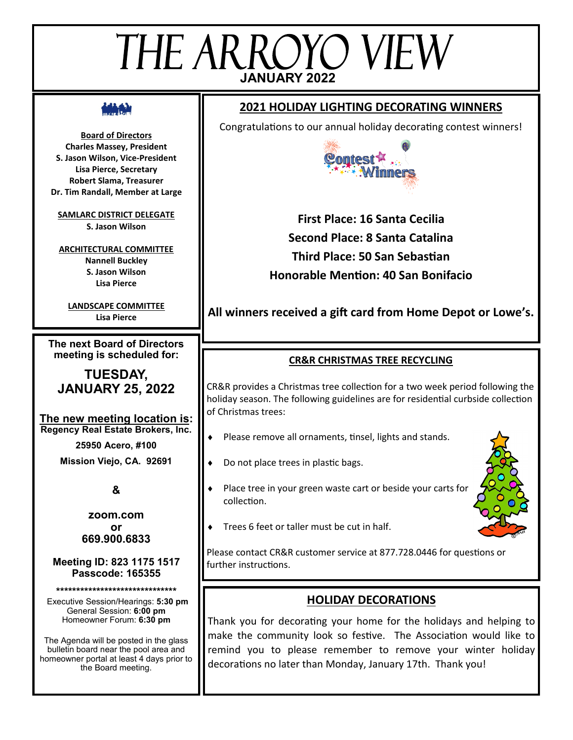# THE ARROYO VIEW

**JANUARY 2022**

**Board of Directors**
**Charles Massey, President**
**S. Jason Wilson, Vice-President**
**Lisa Pierce, Secretary**
**Robert Slama, Treasurer**
**Dr. Tim Randall, Member at Large**

**SAMLARC DISTRICT DELEGATE**
**S. Jason Wilson**

**ARCHITECTURAL COMMITTEE**
**Nannell Buckley**
**S. Jason Wilson**
**Lisa Pierce**

**LANDSCAPE COMMITTEE**
**Lisa Pierce**

**The next Board of Directors meeting is scheduled for:**

**TUESDAY, JANUARY 25, 2022**

**The new meeting location is:**
**Regency Real Estate Brokers, Inc.**
**25950 Acero, #100**
**Mission Viejo, CA. 92691**

**&**

**zoom.com**
**or**
**669.900.6833**

**Meeting ID: 823 1175 1517**
**Passcode: 165355**

*******************************

Executive Session/Hearings: **5:30 pm**
General Session: **6:00 pm**
Homeowner Forum: **6:30 pm**

The Agenda will be posted in the glass bulletin board near the pool area and homeowner portal at least 4 days prior to the Board meeting.

## 2021 HOLIDAY LIGHTING DECORATING WINNERS

Congratulations to our annual holiday decorating contest winners!

**First Place: 16 Santa Cecilia**
**Second Place: 8 Santa Catalina**
**Third Place: 50 San Sebastian**
**Honorable Mention: 40 San Bonifacio**

**All winners received a gift card from Home Depot or Lowe's.**

## CR&R CHRISTMAS TREE RECYCLING

CR&R provides a Christmas tree collection for a two week period following the holiday season. The following guidelines are for residential curbside collection of Christmas trees:

- Please remove all ornaments, tinsel, lights and stands.
- Do not place trees in plastic bags.
- Place tree in your green waste cart or beside your carts for collection.
- Trees 6 feet or taller must be cut in half.

Please contact CR&R customer service at 877.728.0446 for questions or further instructions.

## HOLIDAY DECORATIONS

Thank you for decorating your home for the holidays and helping to make the community look so festive. The Association would like to remind you to please remember to remove your winter holiday decorations no later than Monday, January 17th. Thank you!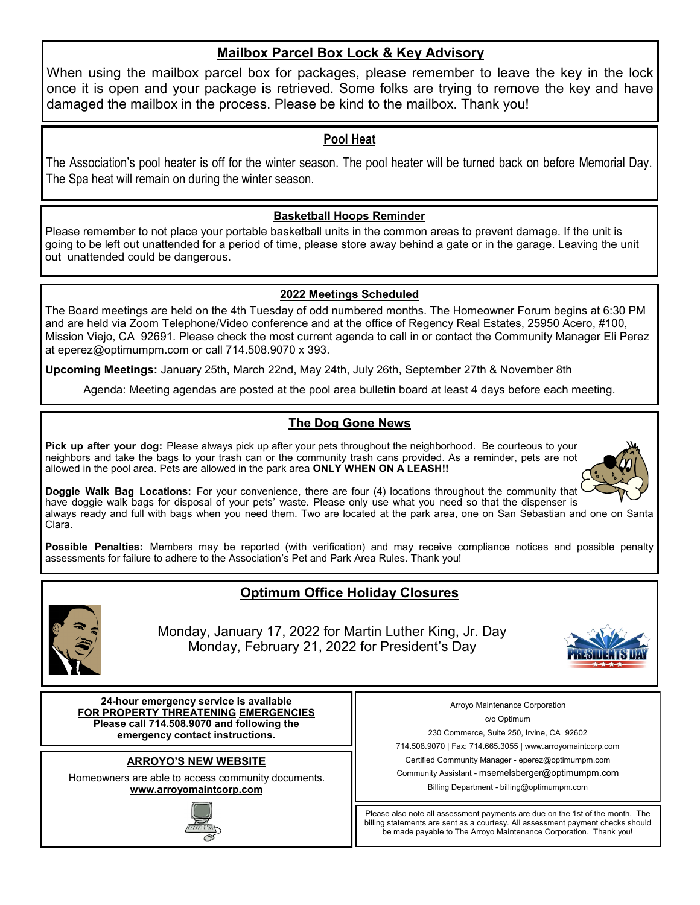## Mailbox Parcel Box Lock & Key Advisory

When using the mailbox parcel box for packages, please remember to leave the key in the lock once it is open and your package is retrieved. Some folks are trying to remove the key and have damaged the mailbox in the process. Please be kind to the mailbox. Thank you!

## Pool Heat

The Association's pool heater is off for the winter season. The pool heater will be turned back on before Memorial Day. The Spa heat will remain on during the winter season.

## Basketball Hoops Reminder

Please remember to not place your portable basketball units in the common areas to prevent damage. If the unit is going to be left out unattended for a period of time, please store away behind a gate or in the garage. Leaving the unit out unattended could be dangerous.

## 2022 Meetings Scheduled

The Board meetings are held on the 4th Tuesday of odd numbered months. The Homeowner Forum begins at 6:30 PM and are held via Zoom Telephone/Video conference and at the office of Regency Real Estates, 25950 Acero, #100, Mission Viejo, CA 92691. Please check the most current agenda to call in or contact the Community Manager Eli Perez at eperez@optimumpm.com or call 714.508.9070 x 393.

**Upcoming Meetings:** January 25th, March 22nd, May 24th, July 26th, September 27th & November 8th

Agenda: Meeting agendas are posted at the pool area bulletin board at least 4 days before each meeting.

## The Dog Gone News

**Pick up after your dog:** Please always pick up after your pets throughout the neighborhood. Be courteous to your neighbors and take the bags to your trash can or the community trash cans provided. As a reminder, pets are not allowed in the pool area. Pets are allowed in the park area **ONLY WHEN ON A LEASH!!**

**Doggie Walk Bag Locations:** For your convenience, there are four (4) locations throughout the community that have doggie walk bags for disposal of your pets' waste. Please only use what you need so that the dispenser is always ready and full with bags when you need them. Two are located at the park area, one on San Sebastian and one on Santa Clara.

**Possible Penalties:** Members may be reported (with verification) and may receive compliance notices and possible penalty assessments for failure to adhere to the Association's Pet and Park Area Rules. Thank you!

## Optimum Office Holiday Closures

Monday, January 17, 2022 for Martin Luther King, Jr. Day
Monday, February 21, 2022 for President's Day

**24-hour emergency service is available**
**FOR PROPERTY THREATENING EMERGENCIES**
**Please call 714.508.9070 and following the emergency contact instructions.**

### ARROYO'S NEW WEBSITE

Homeowners are able to access community documents.
**www.arroyomaintcorp.com**

Arroyo Maintenance Corporation
c/o Optimum
230 Commerce, Suite 250, Irvine, CA 92602
714.508.9070 | Fax: 714.665.3055 | www.arroyomaintcorp.com
Certified Community Manager - eperez@optimumpm.com
Community Assistant - msemelsberger@optimumpm.com
Billing Department - billing@optimumpm.com

Please also note all assessment payments are due on the 1st of the month. The billing statements are sent as a courtesy. All assessment payment checks should be made payable to The Arroyo Maintenance Corporation. Thank you!